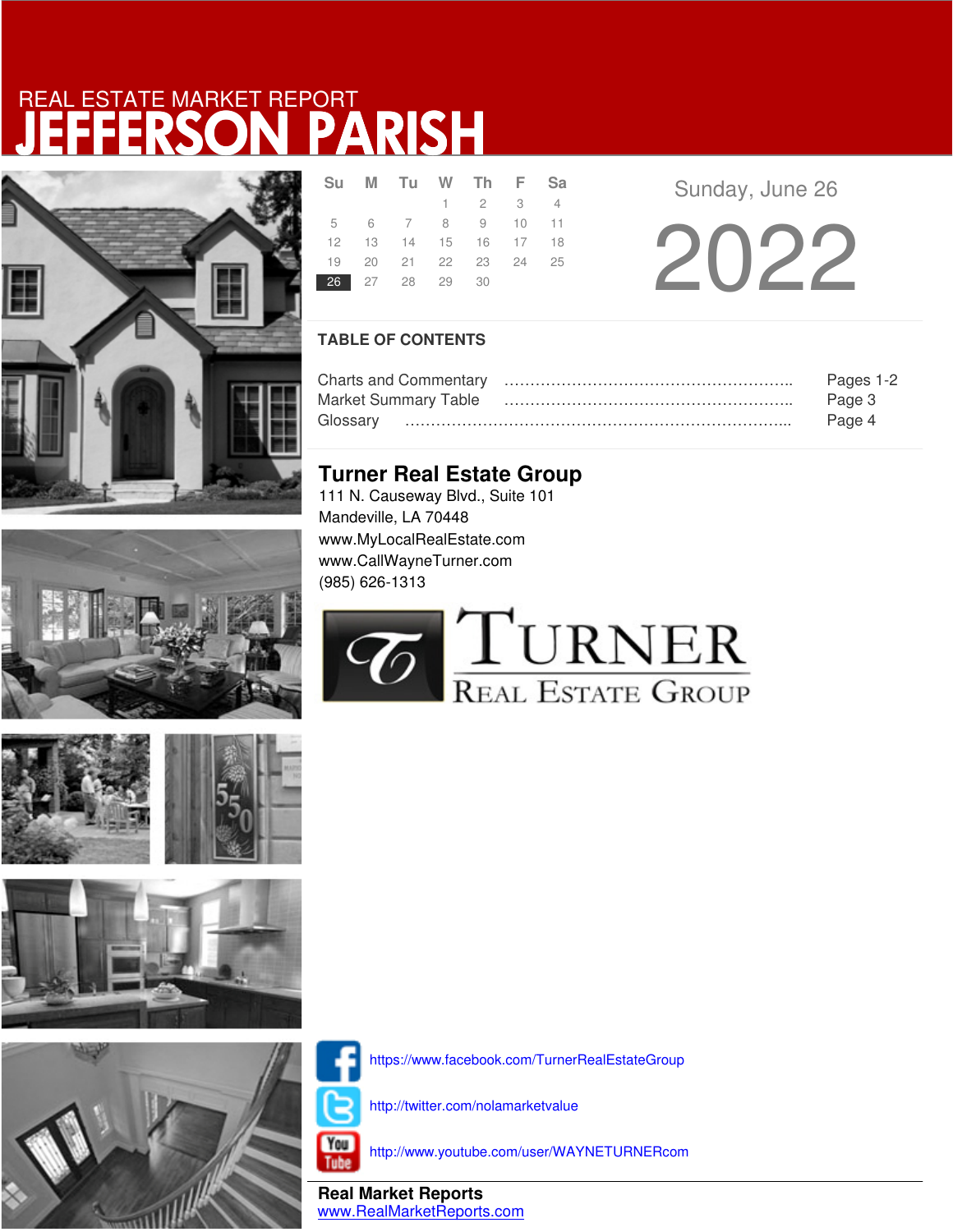REAL ESTATE MARKET REPORT

# JEFFERSON PARISH

| Su | M | Tu | W | Th | F | Sa |
|---|---|---|---|---|---|---|
| | | | 1 | 2 | 3 | 4 |
| 5 | 6 | 7 | 8 | 9 | 10 | 11 |
| 12 | 13 | 14 | 15 | 16 | 17 | 18 |
| 19 | 20 | 21 | 22 | 23 | 24 | 25 |
| 26 | 27 | 28 | 29 | 30 | | |

Sunday, June 26

2022

## TABLE OF CONTENTS

| | |
|---|---|
| Charts and Commentary ……………………………………………….. | Pages 1-2 |
| Market Summary Table ……………………………………………….. | Page 3 |
| Glossary ………………………………………………………………….. | Page 4 |

## Turner Real Estate Group

111 N. Causeway Blvd., Suite 101
Mandeville, LA 70448
www.MyLocalRealEstate.com
www.CallWayneTurner.com
(985) 626-1313

TURNER
REAL ESTATE GROUP

https://www.facebook.com/TurnerRealEstateGroup

http://twitter.com/nolamarketvalue

http://www.youtube.com/user/WAYNETURNERcom

**Real Market Reports**
www.RealMarketReports.com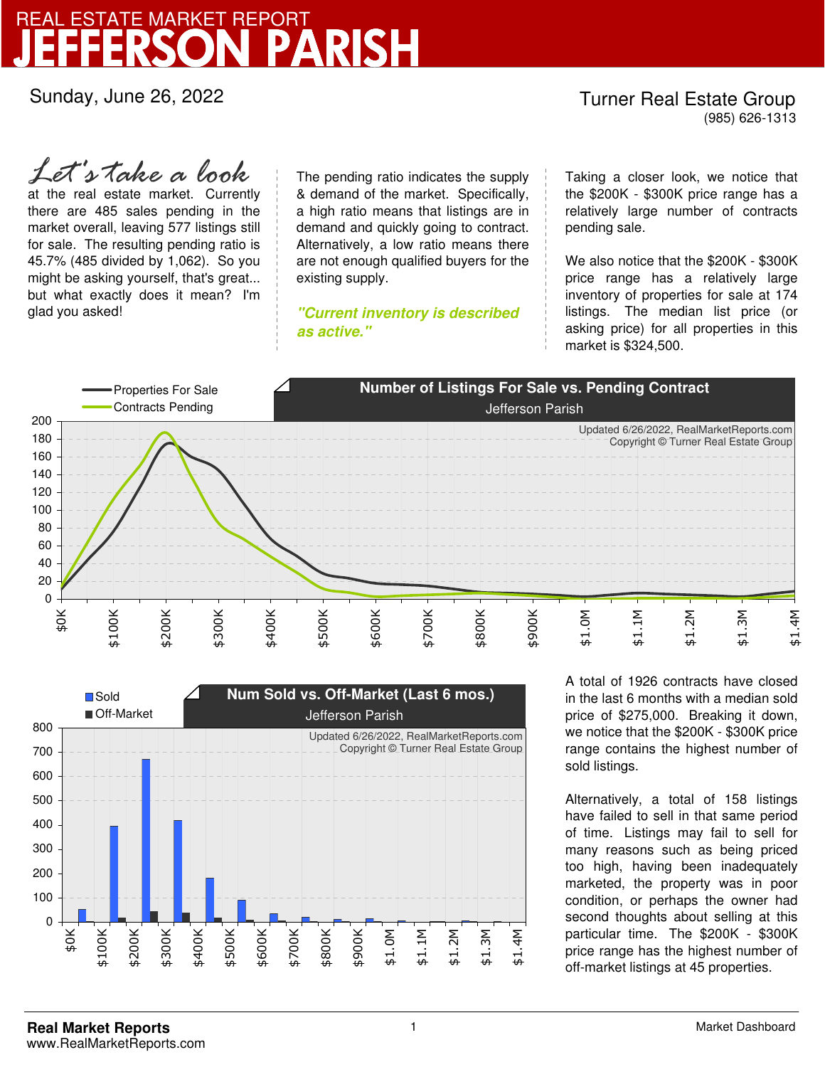# REAL ESTATE MARKET REPORT
# JEFFERSON PARISH

Sunday, June 26, 2022

Turner Real Estate Group
(985) 626-1313

*Let's take a look* at the real estate market. Currently there are 485 sales pending in the market overall, leaving 577 listings still for sale. The resulting pending ratio is 45.7% (485 divided by 1,062). So you might be asking yourself, that's great... but what exactly does it mean? I'm glad you asked!

The pending ratio indicates the supply & demand of the market. Specifically, a high ratio means that listings are in demand and quickly going to contract. Alternatively, a low ratio means there are not enough qualified buyers for the existing supply.

***"Current inventory is described as active."***

Taking a closer look, we notice that the $200K - $300K price range has a relatively large number of contracts pending sale.

We also notice that the $200K - $300K price range has a relatively large inventory of properties for sale at 174 listings. The median list price (or asking price) for all properties in this market is $324,500.

**Number of Listings For Sale vs. Pending Contract**
Jefferson Parish

**Num Sold vs. Off-Market (Last 6 mos.)**
Jefferson Parish

A total of 1926 contracts have closed in the last 6 months with a median sold price of $275,000. Breaking it down, we notice that the $200K - $300K price range contains the highest number of sold listings.

Alternatively, a total of 158 listings have failed to sell in that same period of time. Listings may fail to sell for many reasons such as being priced too high, having been inadequately marketed, the property was in poor condition, or perhaps the owner had second thoughts about selling at this particular time. The $200K - $300K price range has the highest number of off-market listings at 45 properties.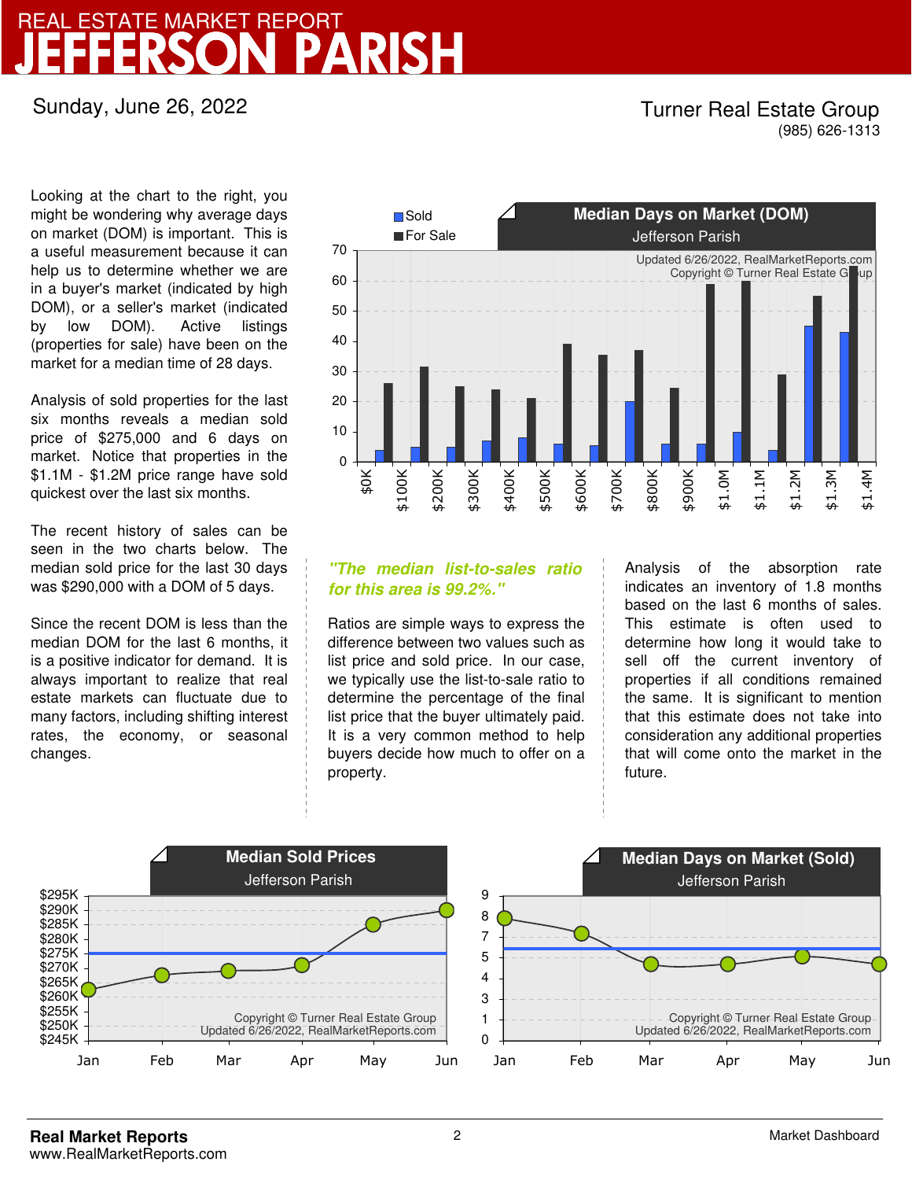# REAL ESTATE MARKET REPORT
# JEFFERSON PARISH

Sunday, June 26, 2022

Turner Real Estate Group
(985) 626-1313

Looking at the chart to the right, you might be wondering why average days on market (DOM) is important. This is a useful measurement because it can help us to determine whether we are in a buyer's market (indicated by high DOM), or a seller's market (indicated by low DOM). Active listings (properties for sale) have been on the market for a median time of 28 days.

Analysis of sold properties for the last six months reveals a median sold price of $275,000 and 6 days on market. Notice that properties in the $1.1M - $1.2M price range have sold quickest over the last six months.

The recent history of sales can be seen in the two charts below. The median sold price for the last 30 days was $290,000 with a DOM of 5 days.

Since the recent DOM is less than the median DOM for the last 6 months, it is a positive indicator for demand. It is always important to realize that real estate markets can fluctuate due to many factors, including shifting interest rates, the economy, or seasonal changes.

**Median Days on Market (DOM)**
Jefferson Parish

*"The median list-to-sales ratio for this area is 99.2%."*

Ratios are simple ways to express the difference between two values such as list price and sold price. In our case, we typically use the list-to-sale ratio to determine the percentage of the final list price that the buyer ultimately paid. It is a very common method to help buyers decide how much to offer on a property.

Analysis of the absorption rate indicates an inventory of 1.8 months based on the last 6 months of sales. This estimate is often used to determine how long it would take to sell off the current inventory of properties if all conditions remained the same. It is significant to mention that this estimate does not take into consideration any additional properties that will come onto the market in the future.

**Median Sold Prices**
Jefferson Parish

**Median Days on Market (Sold)**
Jefferson Parish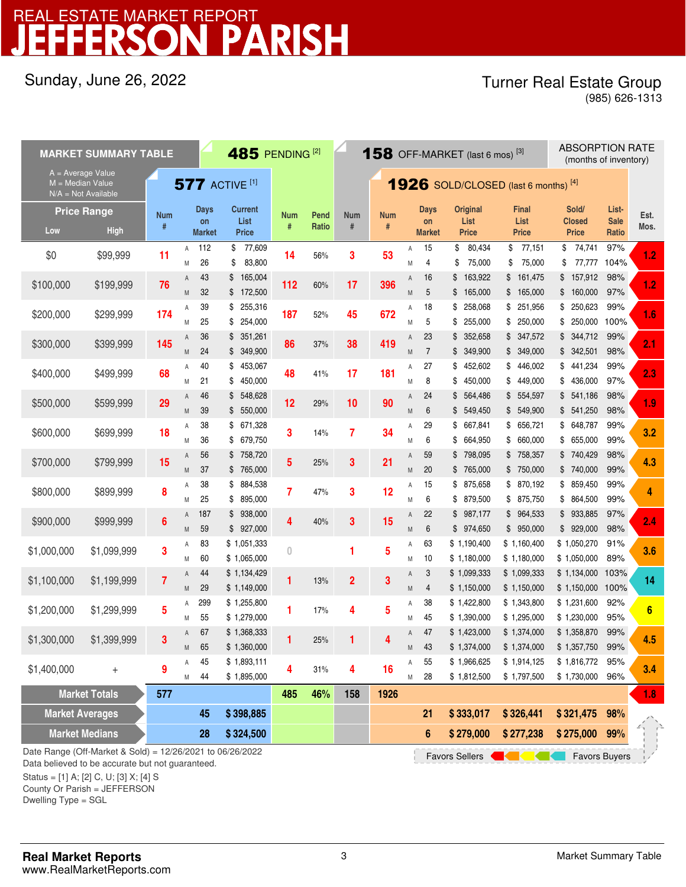# REAL ESTATE MARKET REPORT
# JEFFERSON PARISH

Sunday, June 26, 2022

Turner Real Estate Group
(985) 626-1313

**MARKET SUMMARY TABLE**

A = Average Value
M = Median Value
N/A = Not Available

| Price Range Low | Price Range High | 577 ACTIVE [1] Num # | | Days on Market | Current List Price | 485 PENDING [2] Num # | Pend Ratio | 158 OFF-MARKET (last 6 mos) [3] Num # | 1926 SOLD/CLOSED (last 6 months) [4] Num # | | Days on Market | Original List Price | Final List Price | Sold/ Closed Price | List-Sale Ratio | ABSORPTION RATE (months of inventory) Est. Mos. |
|---|---|---|---|---|---|---|---|---|---|---|---|---|---|---|---|---|
| $0 | $99,999 | 11 | A | 112 | $ 77,609 | 14 | 56% | 3 | 53 | A | 15 | $ 80,434 | $ 77,151 | $ 74,741 | 97% | 1.2 |
| | | | M | 26 | $ 83,800 | | | | | M | 4 | $ 75,000 | $ 75,000 | $ 77,777 | 104% | |
| $100,000 | $199,999 | 76 | A | 43 | $ 165,004 | 112 | 60% | 17 | 396 | A | 16 | $ 163,922 | $ 161,475 | $ 157,912 | 98% | 1.2 |
| | | | M | 32 | $ 172,500 | | | | | M | 5 | $ 165,000 | $ 165,000 | $ 160,000 | 97% | |
| $200,000 | $299,999 | 174 | A | 39 | $ 255,316 | 187 | 52% | 45 | 672 | A | 18 | $ 258,068 | $ 251,956 | $ 250,623 | 99% | 1.6 |
| | | | M | 25 | $ 254,000 | | | | | M | 5 | $ 255,000 | $ 250,000 | $ 250,000 | 100% | |
| $300,000 | $399,999 | 145 | A | 36 | $ 351,261 | 86 | 37% | 38 | 419 | A | 23 | $ 352,658 | $ 347,572 | $ 344,712 | 99% | 2.1 |
| | | | M | 24 | $ 349,900 | | | | | M | 7 | $ 349,900 | $ 349,000 | $ 342,501 | 98% | |
| $400,000 | $499,999 | 68 | A | 40 | $ 453,067 | 48 | 41% | 17 | 181 | A | 27 | $ 452,602 | $ 446,002 | $ 441,234 | 99% | 2.3 |
| | | | M | 21 | $ 450,000 | | | | | M | 8 | $ 450,000 | $ 449,000 | $ 436,000 | 97% | |
| $500,000 | $599,999 | 29 | A | 46 | $ 548,628 | 12 | 29% | 10 | 90 | A | 24 | $ 564,486 | $ 554,597 | $ 541,186 | 98% | 1.9 |
| | | | M | 39 | $ 550,000 | | | | | M | 6 | $ 549,450 | $ 549,900 | $ 541,250 | 98% | |
| $600,000 | $699,999 | 18 | A | 38 | $ 671,328 | 3 | 14% | 7 | 34 | A | 29 | $ 667,841 | $ 656,721 | $ 648,787 | 99% | 3.2 |
| | | | M | 36 | $ 679,750 | | | | | M | 6 | $ 664,950 | $ 660,000 | $ 655,000 | 99% | |
| $700,000 | $799,999 | 15 | A | 56 | $ 758,720 | 5 | 25% | 3 | 21 | A | 59 | $ 798,095 | $ 758,357 | $ 740,429 | 98% | 4.3 |
| | | | M | 37 | $ 765,000 | | | | | M | 20 | $ 765,000 | $ 750,000 | $ 740,000 | 99% | |
| $800,000 | $899,999 | 8 | A | 38 | $ 884,538 | 7 | 47% | 3 | 12 | A | 15 | $ 875,658 | $ 870,192 | $ 859,450 | 99% | 4 |
| | | | M | 25 | $ 895,000 | | | | | M | 6 | $ 879,500 | $ 875,750 | $ 864,500 | 99% | |
| $900,000 | $999,999 | 6 | A | 187 | $ 938,000 | 4 | 40% | 3 | 15 | A | 22 | $ 987,177 | $ 964,533 | $ 933,885 | 97% | 2.4 |
| | | | M | 59 | $ 927,000 | | | | | M | 6 | $ 974,650 | $ 950,000 | $ 929,000 | 98% | |
| $1,000,000 | $1,099,999 | 3 | A | 83 | $ 1,051,333 | 0 | | 1 | 5 | A | 63 | $ 1,190,400 | $ 1,160,400 | $ 1,050,270 | 91% | 3.6 |
| | | | M | 60 | $ 1,065,000 | | | | | M | 10 | $ 1,180,000 | $ 1,180,000 | $ 1,050,000 | 89% | |
| $1,100,000 | $1,199,999 | 7 | A | 44 | $ 1,134,429 | 1 | 13% | 2 | 3 | A | 3 | $ 1,099,333 | $ 1,099,333 | $ 1,134,000 | 103% | 14 |
| | | | M | 29 | $ 1,149,000 | | | | | M | 4 | $ 1,150,000 | $ 1,150,000 | $ 1,150,000 | 100% | |
| $1,200,000 | $1,299,999 | 5 | A | 299 | $ 1,255,800 | 1 | 17% | 4 | 5 | A | 38 | $ 1,422,800 | $ 1,343,800 | $ 1,231,600 | 92% | 6 |
| | | | M | 55 | $ 1,279,000 | | | | | M | 45 | $ 1,390,000 | $ 1,295,000 | $ 1,230,000 | 95% | |
| $1,300,000 | $1,399,999 | 3 | A | 67 | $ 1,368,333 | 1 | 25% | 1 | 4 | A | 47 | $ 1,423,000 | $ 1,374,000 | $ 1,358,870 | 99% | 4.5 |
| | | | M | 65 | $ 1,360,000 | | | | | M | 43 | $ 1,374,000 | $ 1,374,000 | $ 1,357,750 | 99% | |
| $1,400,000 | + | 9 | A | 45 | $ 1,893,111 | 4 | 31% | 4 | 16 | A | 55 | $ 1,966,625 | $ 1,914,125 | $ 1,816,772 | 95% | 3.4 |
| | | | M | 44 | $ 1,895,000 | | | | | M | 28 | $ 1,812,500 | $ 1,797,500 | $ 1,730,000 | 96% | |
| **Market Totals** | | **577** | | | | **485** | **46%** | **158** | **1926** | | | | | | | **1.8** |
| **Market Averages** | | | | **45** | **$ 398,885** | | | | | | **21** | **$ 333,017** | **$ 326,441** | **$ 321,475** | **98%** | |
| **Market Medians** | | | | **28** | **$ 324,500** | | | | | | **6** | **$ 279,000** | **$ 277,238** | **$ 275,000** | **99%** | |

Favors Sellers ← → Favors Buyers

Date Range (Off-Market & Sold) = 12/26/2021 to 06/26/2022
Data believed to be accurate but not guaranteed.
Status = [1] A; [2] C, U; [3] X; [4] S
County Or Parish = JEFFERSON
Dwelling Type = SGL

**Real Market Reports**
www.RealMarketReports.com

Market Summary Table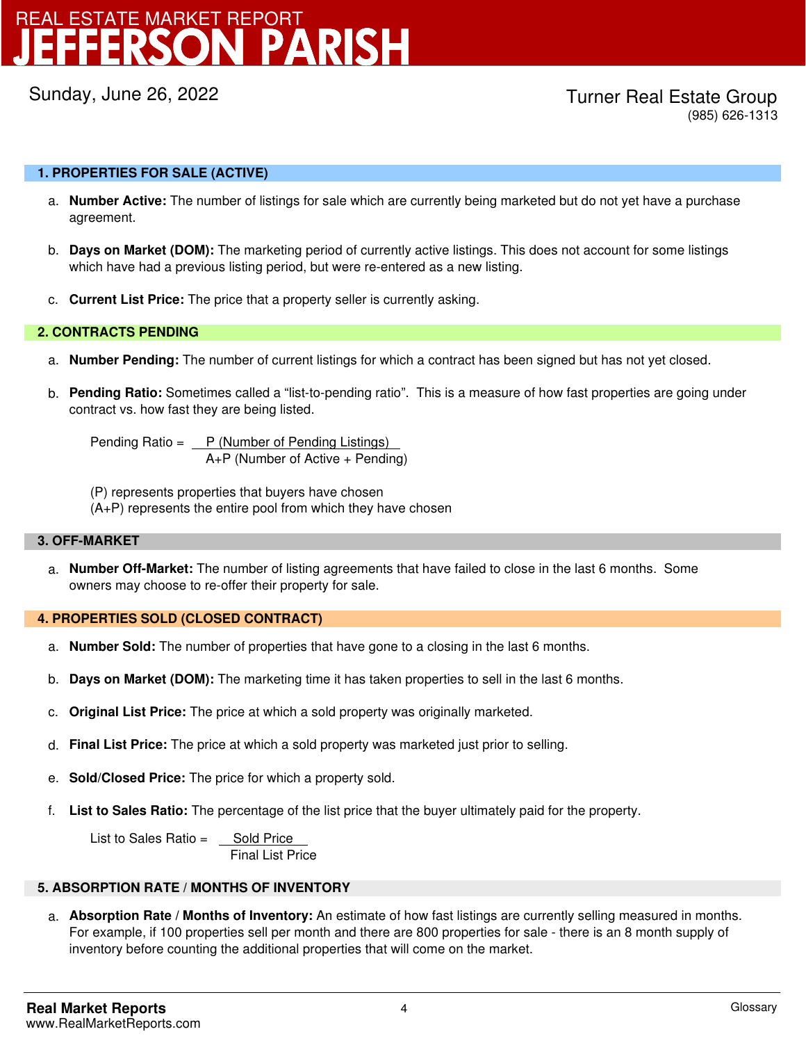# REAL ESTATE MARKET REPORT JEFFERSON PARISH

Sunday, June 26, 2022

Turner Real Estate Group
(985) 626-1313

## 1. PROPERTIES FOR SALE (ACTIVE)

a. **Number Active:** The number of listings for sale which are currently being marketed but do not yet have a purchase agreement.

b. **Days on Market (DOM):** The marketing period of currently active listings. This does not account for some listings which have had a previous listing period, but were re-entered as a new listing.

c. **Current List Price:** The price that a property seller is currently asking.

## 2. CONTRACTS PENDING

a. **Number Pending:** The number of current listings for which a contract has been signed but has not yet closed.

b. **Pending Ratio:** Sometimes called a “list-to-pending ratio”. This is a measure of how fast properties are going under contract vs. how fast they are being listed.

$$\text{Pending Ratio} = \frac{\text{P (Number of Pending Listings)}}{\text{A+P (Number of Active + Pending)}}$$

(P) represents properties that buyers have chosen
(A+P) represents the entire pool from which they have chosen

## 3. OFF-MARKET

a. **Number Off-Market:** The number of listing agreements that have failed to close in the last 6 months. Some owners may choose to re-offer their property for sale.

## 4. PROPERTIES SOLD (CLOSED CONTRACT)

a. **Number Sold:** The number of properties that have gone to a closing in the last 6 months.

b. **Days on Market (DOM):** The marketing time it has taken properties to sell in the last 6 months.

c. **Original List Price:** The price at which a sold property was originally marketed.

d. **Final List Price:** The price at which a sold property was marketed just prior to selling.

e. **Sold/Closed Price:** The price for which a property sold.

f. **List to Sales Ratio:** The percentage of the list price that the buyer ultimately paid for the property.

$$\text{List to Sales Ratio} = \frac{\text{Sold Price}}{\text{Final List Price}}$$

## 5. ABSORPTION RATE / MONTHS OF INVENTORY

a. **Absorption Rate / Months of Inventory:** An estimate of how fast listings are currently selling measured in months. For example, if 100 properties sell per month and there are 800 properties for sale - there is an 8 month supply of inventory before counting the additional properties that will come on the market.